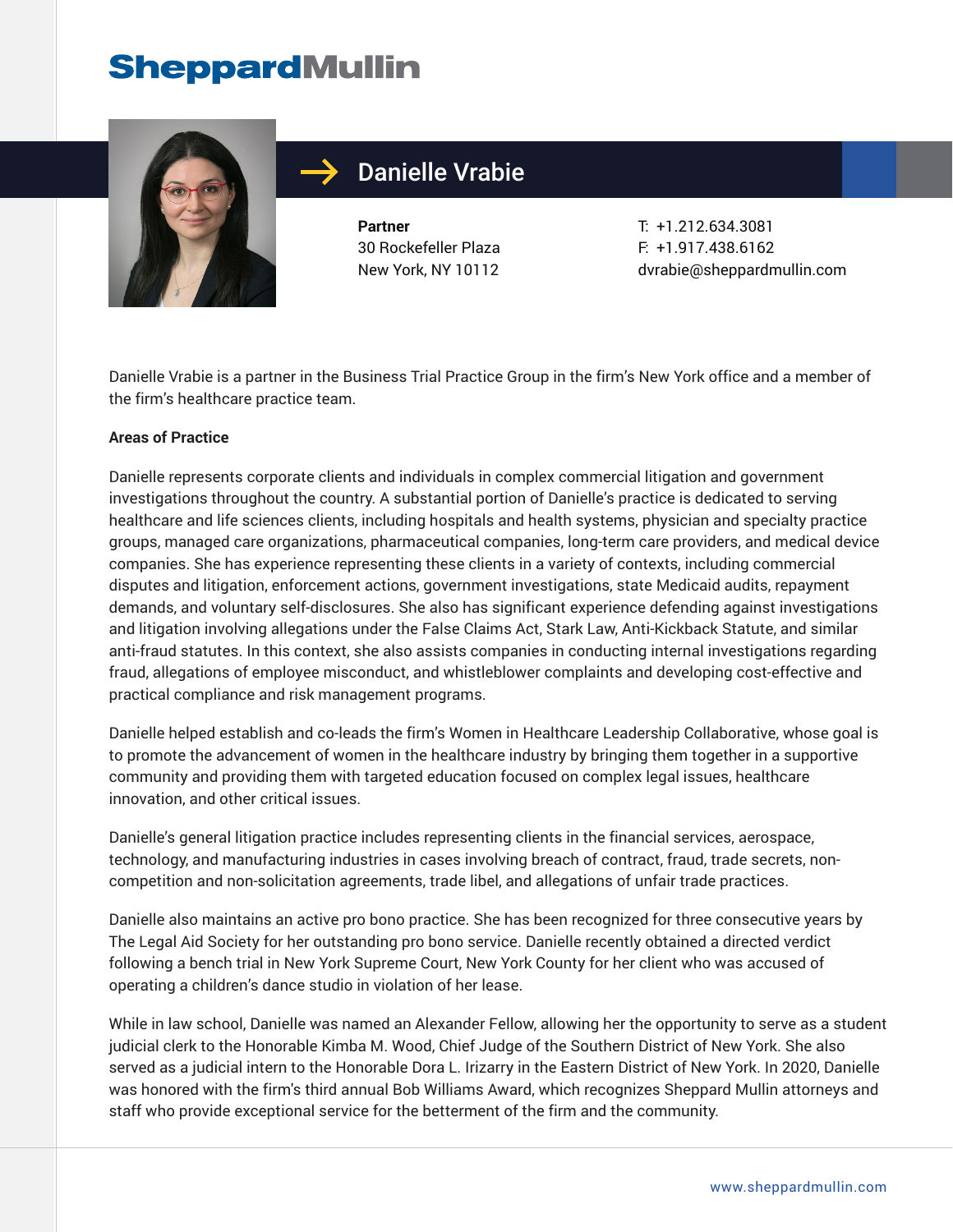# Sheppard Mullin

## Danielle Vrabie

**Partner**
30 Rockefeller Plaza
New York, NY 10112

T: +1.212.634.3081
F: +1.917.438.6162
dvrabie@sheppardmullin.com

Danielle Vrabie is a partner in the Business Trial Practice Group in the firm's New York office and a member of the firm's healthcare practice team.

**Areas of Practice**

Danielle represents corporate clients and individuals in complex commercial litigation and government investigations throughout the country. A substantial portion of Danielle's practice is dedicated to serving healthcare and life sciences clients, including hospitals and health systems, physician and specialty practice groups, managed care organizations, pharmaceutical companies, long-term care providers, and medical device companies. She has experience representing these clients in a variety of contexts, including commercial disputes and litigation, enforcement actions, government investigations, state Medicaid audits, repayment demands, and voluntary self-disclosures. She also has significant experience defending against investigations and litigation involving allegations under the False Claims Act, Stark Law, Anti-Kickback Statute, and similar anti-fraud statutes. In this context, she also assists companies in conducting internal investigations regarding fraud, allegations of employee misconduct, and whistleblower complaints and developing cost-effective and practical compliance and risk management programs.

Danielle helped establish and co-leads the firm's Women in Healthcare Leadership Collaborative, whose goal is to promote the advancement of women in the healthcare industry by bringing them together in a supportive community and providing them with targeted education focused on complex legal issues, healthcare innovation, and other critical issues.

Danielle's general litigation practice includes representing clients in the financial services, aerospace, technology, and manufacturing industries in cases involving breach of contract, fraud, trade secrets, non-competition and non-solicitation agreements, trade libel, and allegations of unfair trade practices.

Danielle also maintains an active pro bono practice. She has been recognized for three consecutive years by The Legal Aid Society for her outstanding pro bono service. Danielle recently obtained a directed verdict following a bench trial in New York Supreme Court, New York County for her client who was accused of operating a children's dance studio in violation of her lease.

While in law school, Danielle was named an Alexander Fellow, allowing her the opportunity to serve as a student judicial clerk to the Honorable Kimba M. Wood, Chief Judge of the Southern District of New York. She also served as a judicial intern to the Honorable Dora L. Irizarry in the Eastern District of New York. In 2020, Danielle was honored with the firm's third annual Bob Williams Award, which recognizes Sheppard Mullin attorneys and staff who provide exceptional service for the betterment of the firm and the community.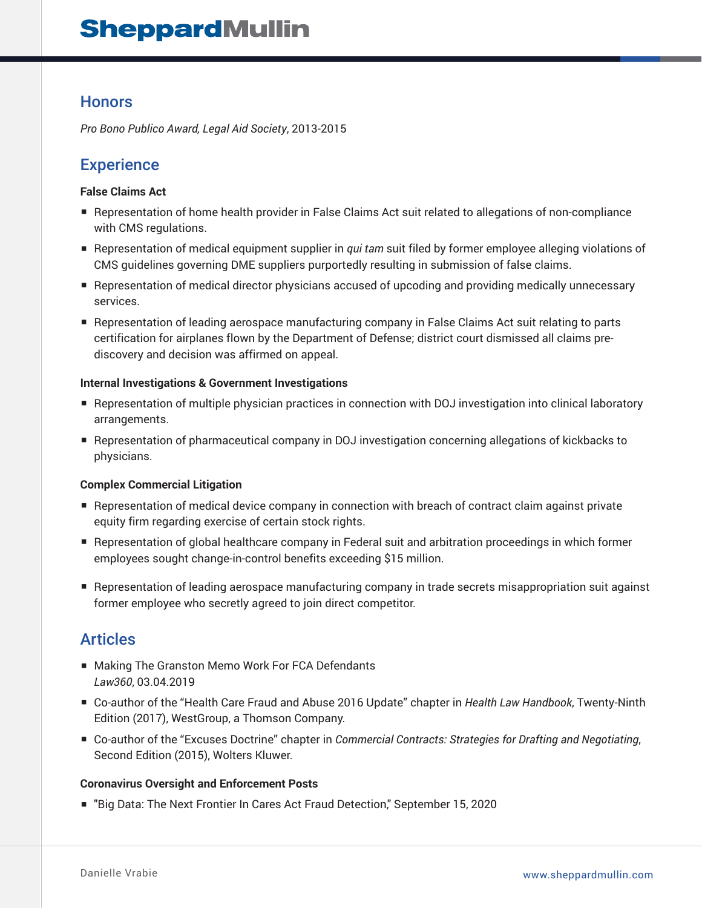## Honors

*Pro Bono Publico Award, Legal Aid Society*, 2013-2015

## Experience

**False Claims Act**

- Representation of home health provider in False Claims Act suit related to allegations of non-compliance with CMS regulations.
- Representation of medical equipment supplier in *qui tam* suit filed by former employee alleging violations of CMS guidelines governing DME suppliers purportedly resulting in submission of false claims.
- Representation of medical director physicians accused of upcoding and providing medically unnecessary services.
- Representation of leading aerospace manufacturing company in False Claims Act suit relating to parts certification for airplanes flown by the Department of Defense; district court dismissed all claims pre-discovery and decision was affirmed on appeal.

**Internal Investigations & Government Investigations**

- Representation of multiple physician practices in connection with DOJ investigation into clinical laboratory arrangements.
- Representation of pharmaceutical company in DOJ investigation concerning allegations of kickbacks to physicians.

**Complex Commercial Litigation**

- Representation of medical device company in connection with breach of contract claim against private equity firm regarding exercise of certain stock rights.
- Representation of global healthcare company in Federal suit and arbitration proceedings in which former employees sought change-in-control benefits exceeding $15 million.
- Representation of leading aerospace manufacturing company in trade secrets misappropriation suit against former employee who secretly agreed to join direct competitor.

## Articles

- Making The Granston Memo Work For FCA Defendants
  *Law360*, 03.04.2019
- Co-author of the "Health Care Fraud and Abuse 2016 Update" chapter in *Health Law Handbook*, Twenty-Ninth Edition (2017), WestGroup, a Thomson Company.
- Co-author of the "Excuses Doctrine" chapter in *Commercial Contracts: Strategies for Drafting and Negotiating*, Second Edition (2015), Wolters Kluwer.

**Coronavirus Oversight and Enforcement Posts**

- "Big Data: The Next Frontier In Cares Act Fraud Detection," September 15, 2020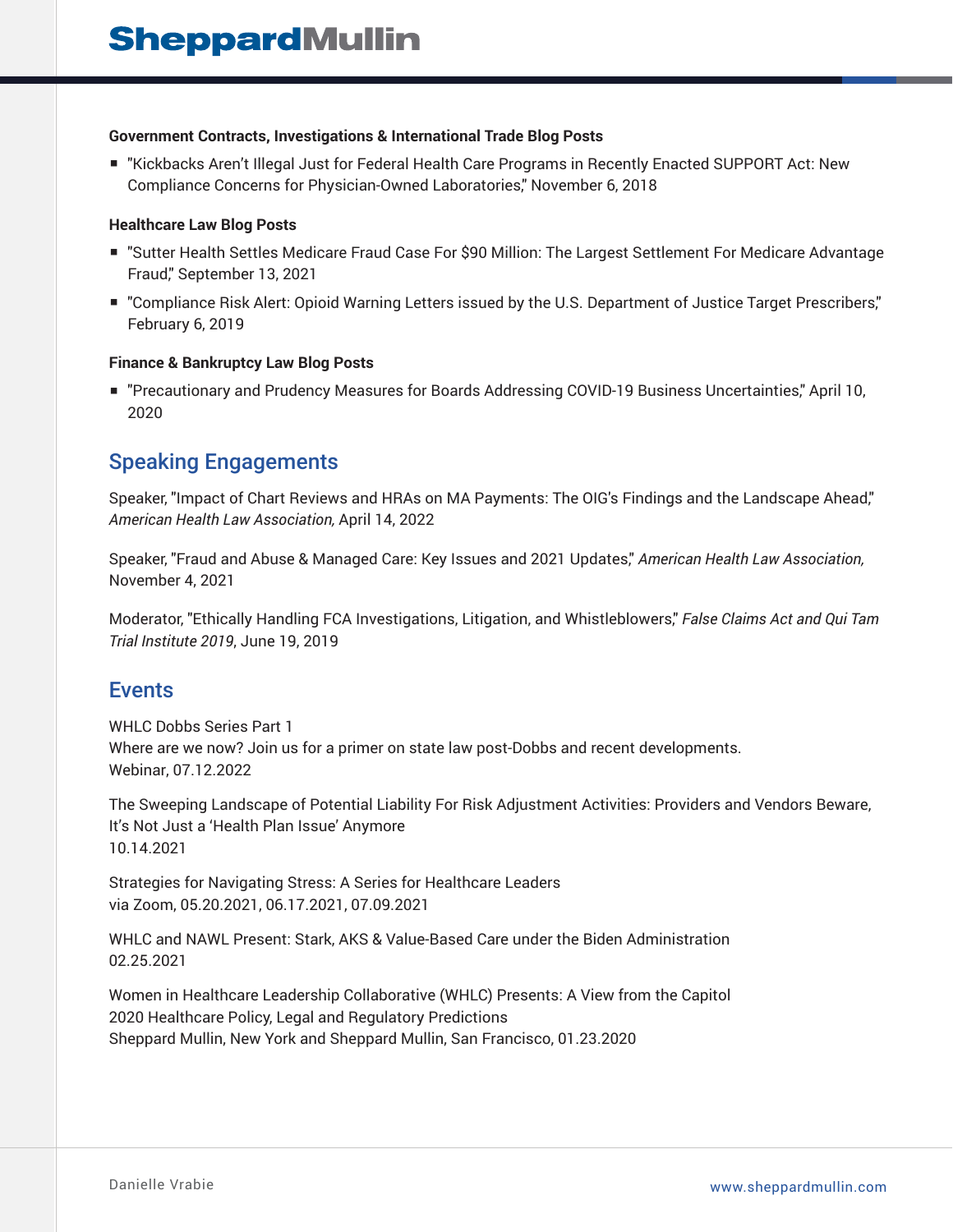**Government Contracts, Investigations & International Trade Blog Posts**

- "Kickbacks Aren't Illegal Just for Federal Health Care Programs in Recently Enacted SUPPORT Act: New Compliance Concerns for Physician-Owned Laboratories," November 6, 2018

**Healthcare Law Blog Posts**

- "Sutter Health Settles Medicare Fraud Case For $90 Million: The Largest Settlement For Medicare Advantage Fraud," September 13, 2021
- "Compliance Risk Alert: Opioid Warning Letters issued by the U.S. Department of Justice Target Prescribers," February 6, 2019

**Finance & Bankruptcy Law Blog Posts**

- "Precautionary and Prudency Measures for Boards Addressing COVID-19 Business Uncertainties," April 10, 2020

## Speaking Engagements

Speaker, "Impact of Chart Reviews and HRAs on MA Payments: The OIG's Findings and the Landscape Ahead," *American Health Law Association,* April 14, 2022

Speaker, "Fraud and Abuse & Managed Care: Key Issues and 2021 Updates," *American Health Law Association,* November 4, 2021

Moderator, "Ethically Handling FCA Investigations, Litigation, and Whistleblowers," *False Claims Act and Qui Tam Trial Institute 2019*, June 19, 2019

## Events

WHLC Dobbs Series Part 1
Where are we now? Join us for a primer on state law post-Dobbs and recent developments.
Webinar, 07.12.2022

The Sweeping Landscape of Potential Liability For Risk Adjustment Activities: Providers and Vendors Beware, It's Not Just a 'Health Plan Issue' Anymore
10.14.2021

Strategies for Navigating Stress: A Series for Healthcare Leaders
via Zoom, 05.20.2021, 06.17.2021, 07.09.2021

WHLC and NAWL Present: Stark, AKS & Value-Based Care under the Biden Administration
02.25.2021

Women in Healthcare Leadership Collaborative (WHLC) Presents: A View from the Capitol
2020 Healthcare Policy, Legal and Regulatory Predictions
Sheppard Mullin, New York and Sheppard Mullin, San Francisco, 01.23.2020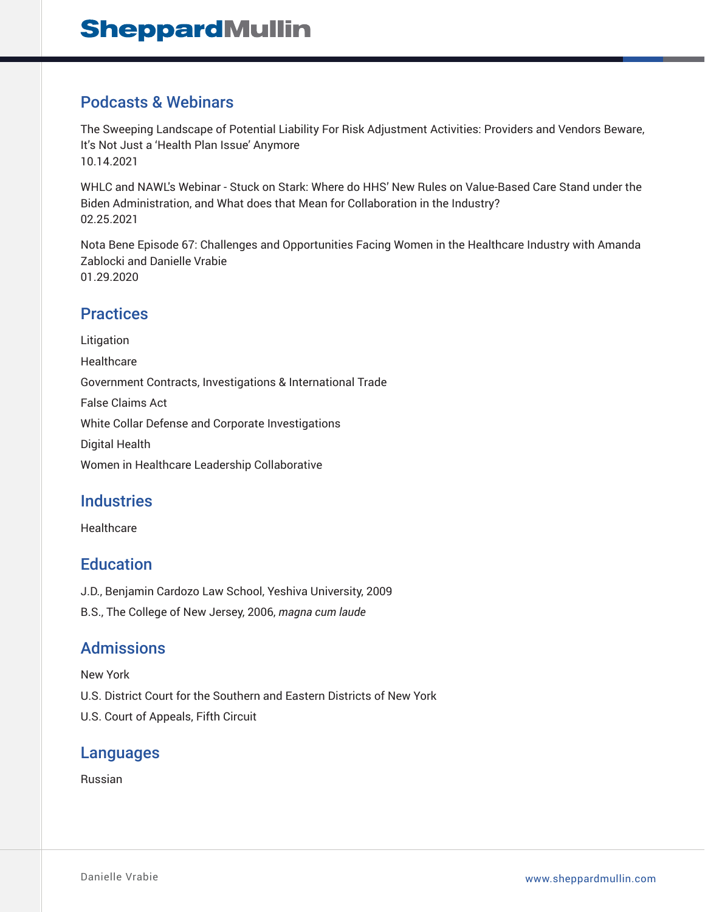## Podcasts & Webinars

The Sweeping Landscape of Potential Liability For Risk Adjustment Activities: Providers and Vendors Beware, It's Not Just a 'Health Plan Issue' Anymore
10.14.2021

WHLC and NAWL's Webinar - Stuck on Stark: Where do HHS' New Rules on Value-Based Care Stand under the Biden Administration, and What does that Mean for Collaboration in the Industry?
02.25.2021

Nota Bene Episode 67: Challenges and Opportunities Facing Women in the Healthcare Industry with Amanda Zablocki and Danielle Vrabie
01.29.2020

## Practices

Litigation

Healthcare

Government Contracts, Investigations & International Trade

False Claims Act

White Collar Defense and Corporate Investigations

Digital Health

Women in Healthcare Leadership Collaborative

## Industries

Healthcare

## Education

J.D., Benjamin Cardozo Law School, Yeshiva University, 2009

B.S., The College of New Jersey, 2006, *magna cum laude*

## Admissions

New York

U.S. District Court for the Southern and Eastern Districts of New York

U.S. Court of Appeals, Fifth Circuit

## Languages

Russian